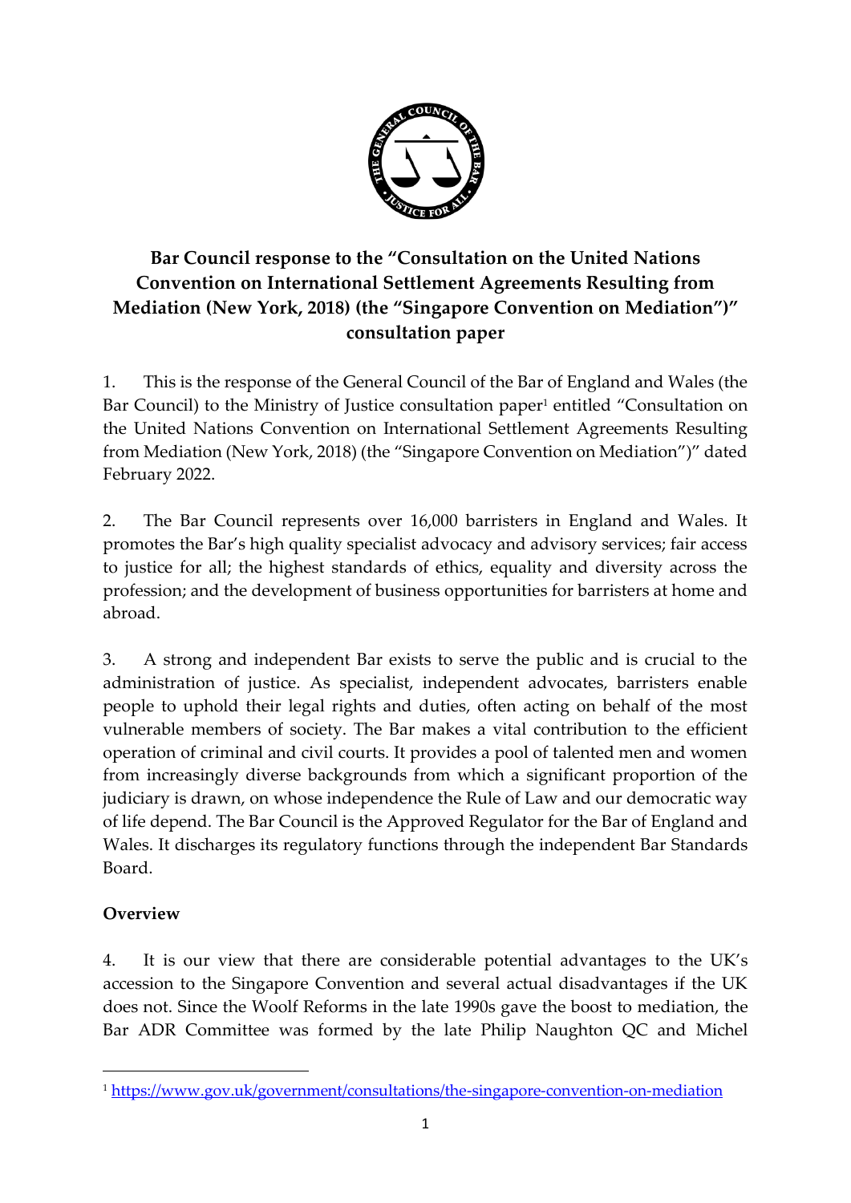# Bar Council response to the "Consultation on the United Nations Convention on International Settlement Agreements Resulting from Mediation (New York, 2018) (the "Singapore Convention on Mediation")" consultation paper

1. This is the response of the General Council of the Bar of England and Wales (the Bar Council) to the Ministry of Justice consultation paper[1] entitled "Consultation on the United Nations Convention on International Settlement Agreements Resulting from Mediation (New York, 2018) (the "Singapore Convention on Mediation")" dated February 2022.

2. The Bar Council represents over 16,000 barristers in England and Wales. It promotes the Bar's high quality specialist advocacy and advisory services; fair access to justice for all; the highest standards of ethics, equality and diversity across the profession; and the development of business opportunities for barristers at home and abroad.

3. A strong and independent Bar exists to serve the public and is crucial to the administration of justice. As specialist, independent advocates, barristers enable people to uphold their legal rights and duties, often acting on behalf of the most vulnerable members of society. The Bar makes a vital contribution to the efficient operation of criminal and civil courts. It provides a pool of talented men and women from increasingly diverse backgrounds from which a significant proportion of the judiciary is drawn, on whose independence the Rule of Law and our democratic way of life depend. The Bar Council is the Approved Regulator for the Bar of England and Wales. It discharges its regulatory functions through the independent Bar Standards Board.

## Overview

4. It is our view that there are considerable potential advantages to the UK's accession to the Singapore Convention and several actual disadvantages if the UK does not. Since the Woolf Reforms in the late 1990s gave the boost to mediation, the Bar ADR Committee was formed by the late Philip Naughton QC and Michel

[1] https://www.gov.uk/government/consultations/the-singapore-convention-on-mediation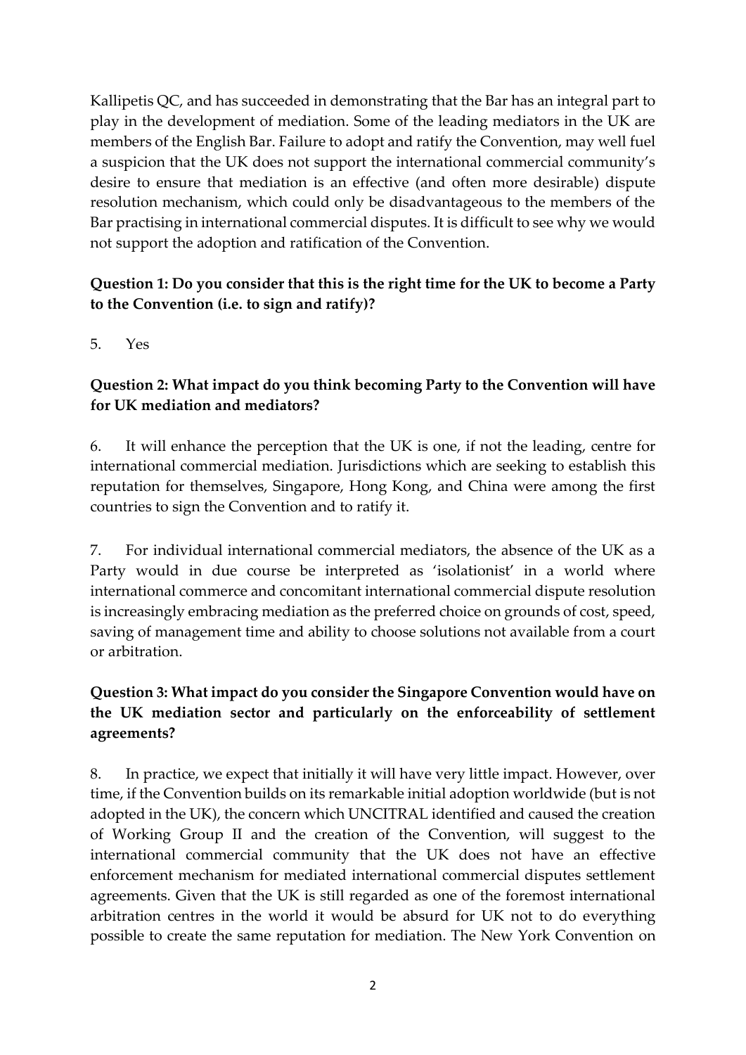Kallipetis QC, and has succeeded in demonstrating that the Bar has an integral part to play in the development of mediation. Some of the leading mediators in the UK are members of the English Bar. Failure to adopt and ratify the Convention, may well fuel a suspicion that the UK does not support the international commercial community's desire to ensure that mediation is an effective (and often more desirable) dispute resolution mechanism, which could only be disadvantageous to the members of the Bar practising in international commercial disputes. It is difficult to see why we would not support the adoption and ratification of the Convention.

**Question 1: Do you consider that this is the right time for the UK to become a Party to the Convention (i.e. to sign and ratify)?**

5. Yes

**Question 2: What impact do you think becoming Party to the Convention will have for UK mediation and mediators?**

6. It will enhance the perception that the UK is one, if not the leading, centre for international commercial mediation. Jurisdictions which are seeking to establish this reputation for themselves, Singapore, Hong Kong, and China were among the first countries to sign the Convention and to ratify it.

7. For individual international commercial mediators, the absence of the UK as a Party would in due course be interpreted as 'isolationist' in a world where international commerce and concomitant international commercial dispute resolution is increasingly embracing mediation as the preferred choice on grounds of cost, speed, saving of management time and ability to choose solutions not available from a court or arbitration.

**Question 3: What impact do you consider the Singapore Convention would have on the UK mediation sector and particularly on the enforceability of settlement agreements?**

8. In practice, we expect that initially it will have very little impact. However, over time, if the Convention builds on its remarkable initial adoption worldwide (but is not adopted in the UK), the concern which UNCITRAL identified and caused the creation of Working Group II and the creation of the Convention, will suggest to the international commercial community that the UK does not have an effective enforcement mechanism for mediated international commercial disputes settlement agreements. Given that the UK is still regarded as one of the foremost international arbitration centres in the world it would be absurd for UK not to do everything possible to create the same reputation for mediation. The New York Convention on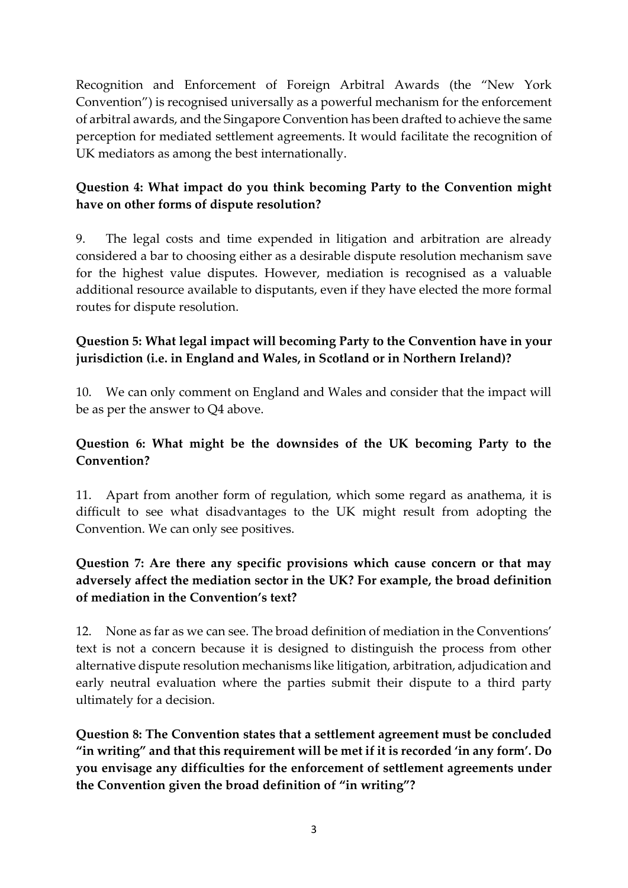Recognition and Enforcement of Foreign Arbitral Awards (the "New York Convention") is recognised universally as a powerful mechanism for the enforcement of arbitral awards, and the Singapore Convention has been drafted to achieve the same perception for mediated settlement agreements. It would facilitate the recognition of UK mediators as among the best internationally.

**Question 4: What impact do you think becoming Party to the Convention might have on other forms of dispute resolution?**

9. The legal costs and time expended in litigation and arbitration are already considered a bar to choosing either as a desirable dispute resolution mechanism save for the highest value disputes. However, mediation is recognised as a valuable additional resource available to disputants, even if they have elected the more formal routes for dispute resolution.

**Question 5: What legal impact will becoming Party to the Convention have in your jurisdiction (i.e. in England and Wales, in Scotland or in Northern Ireland)?**

10. We can only comment on England and Wales and consider that the impact will be as per the answer to Q4 above.

**Question 6: What might be the downsides of the UK becoming Party to the Convention?**

11. Apart from another form of regulation, which some regard as anathema, it is difficult to see what disadvantages to the UK might result from adopting the Convention. We can only see positives.

**Question 7: Are there any specific provisions which cause concern or that may adversely affect the mediation sector in the UK? For example, the broad definition of mediation in the Convention's text?**

12. None as far as we can see. The broad definition of mediation in the Conventions' text is not a concern because it is designed to distinguish the process from other alternative dispute resolution mechanisms like litigation, arbitration, adjudication and early neutral evaluation where the parties submit their dispute to a third party ultimately for a decision.

**Question 8: The Convention states that a settlement agreement must be concluded "in writing" and that this requirement will be met if it is recorded 'in any form'. Do you envisage any difficulties for the enforcement of settlement agreements under the Convention given the broad definition of "in writing"?**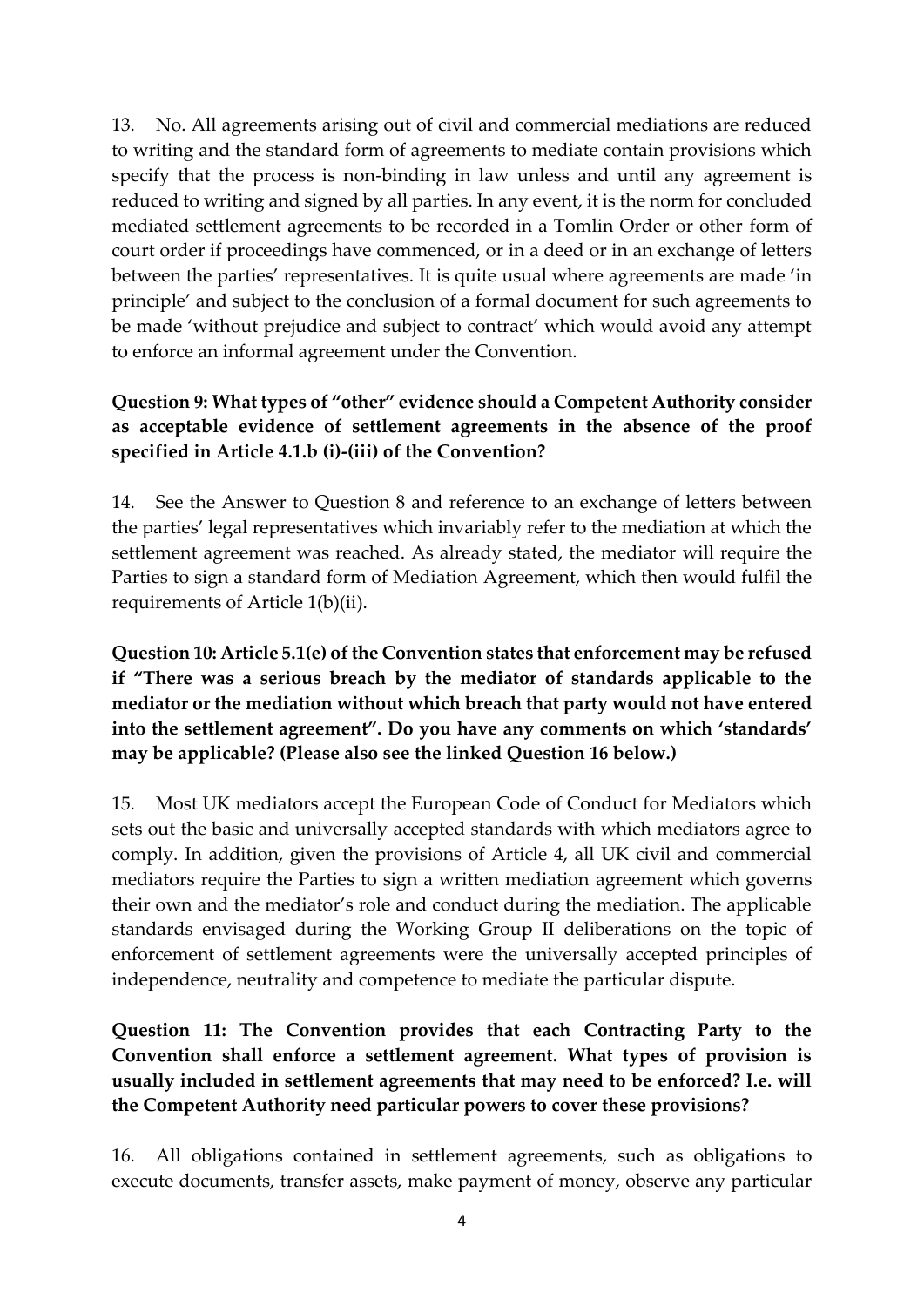13. No. All agreements arising out of civil and commercial mediations are reduced to writing and the standard form of agreements to mediate contain provisions which specify that the process is non-binding in law unless and until any agreement is reduced to writing and signed by all parties. In any event, it is the norm for concluded mediated settlement agreements to be recorded in a Tomlin Order or other form of court order if proceedings have commenced, or in a deed or in an exchange of letters between the parties' representatives. It is quite usual where agreements are made 'in principle' and subject to the conclusion of a formal document for such agreements to be made 'without prejudice and subject to contract' which would avoid any attempt to enforce an informal agreement under the Convention.

**Question 9: What types of "other" evidence should a Competent Authority consider as acceptable evidence of settlement agreements in the absence of the proof specified in Article 4.1.b (i)-(iii) of the Convention?**

14. See the Answer to Question 8 and reference to an exchange of letters between the parties' legal representatives which invariably refer to the mediation at which the settlement agreement was reached. As already stated, the mediator will require the Parties to sign a standard form of Mediation Agreement, which then would fulfil the requirements of Article 1(b)(ii).

**Question 10: Article 5.1(e) of the Convention states that enforcement may be refused if "There was a serious breach by the mediator of standards applicable to the mediator or the mediation without which breach that party would not have entered into the settlement agreement". Do you have any comments on which 'standards' may be applicable? (Please also see the linked Question 16 below.)**

15. Most UK mediators accept the European Code of Conduct for Mediators which sets out the basic and universally accepted standards with which mediators agree to comply. In addition, given the provisions of Article 4, all UK civil and commercial mediators require the Parties to sign a written mediation agreement which governs their own and the mediator's role and conduct during the mediation. The applicable standards envisaged during the Working Group II deliberations on the topic of enforcement of settlement agreements were the universally accepted principles of independence, neutrality and competence to mediate the particular dispute.

**Question 11: The Convention provides that each Contracting Party to the Convention shall enforce a settlement agreement. What types of provision is usually included in settlement agreements that may need to be enforced? I.e. will the Competent Authority need particular powers to cover these provisions?**

16. All obligations contained in settlement agreements, such as obligations to execute documents, transfer assets, make payment of money, observe any particular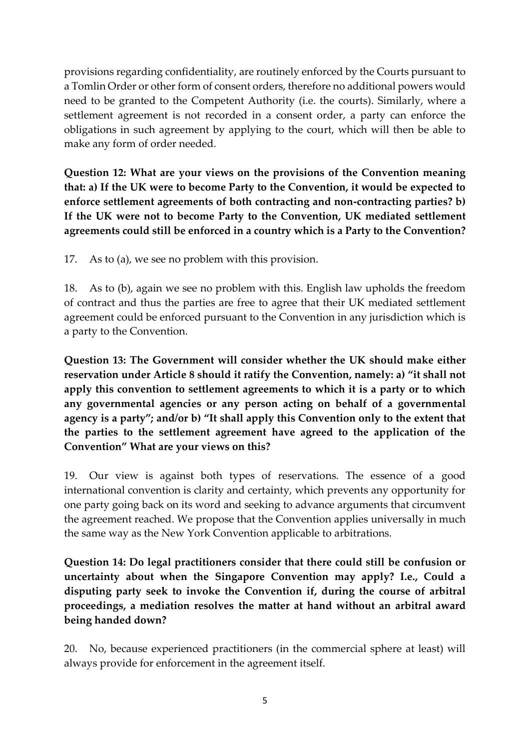provisions regarding confidentiality, are routinely enforced by the Courts pursuant to a Tomlin Order or other form of consent orders, therefore no additional powers would need to be granted to the Competent Authority (i.e. the courts). Similarly, where a settlement agreement is not recorded in a consent order, a party can enforce the obligations in such agreement by applying to the court, which will then be able to make any form of order needed.

**Question 12: What are your views on the provisions of the Convention meaning that: a) If the UK were to become Party to the Convention, it would be expected to enforce settlement agreements of both contracting and non-contracting parties? b) If the UK were not to become Party to the Convention, UK mediated settlement agreements could still be enforced in a country which is a Party to the Convention?**

17. As to (a), we see no problem with this provision.

18. As to (b), again we see no problem with this. English law upholds the freedom of contract and thus the parties are free to agree that their UK mediated settlement agreement could be enforced pursuant to the Convention in any jurisdiction which is a party to the Convention.

**Question 13: The Government will consider whether the UK should make either reservation under Article 8 should it ratify the Convention, namely: a) "it shall not apply this convention to settlement agreements to which it is a party or to which any governmental agencies or any person acting on behalf of a governmental agency is a party"; and/or b) "It shall apply this Convention only to the extent that the parties to the settlement agreement have agreed to the application of the Convention" What are your views on this?**

19. Our view is against both types of reservations. The essence of a good international convention is clarity and certainty, which prevents any opportunity for one party going back on its word and seeking to advance arguments that circumvent the agreement reached. We propose that the Convention applies universally in much the same way as the New York Convention applicable to arbitrations.

**Question 14: Do legal practitioners consider that there could still be confusion or uncertainty about when the Singapore Convention may apply? I.e., Could a disputing party seek to invoke the Convention if, during the course of arbitral proceedings, a mediation resolves the matter at hand without an arbitral award being handed down?**

20. No, because experienced practitioners (in the commercial sphere at least) will always provide for enforcement in the agreement itself.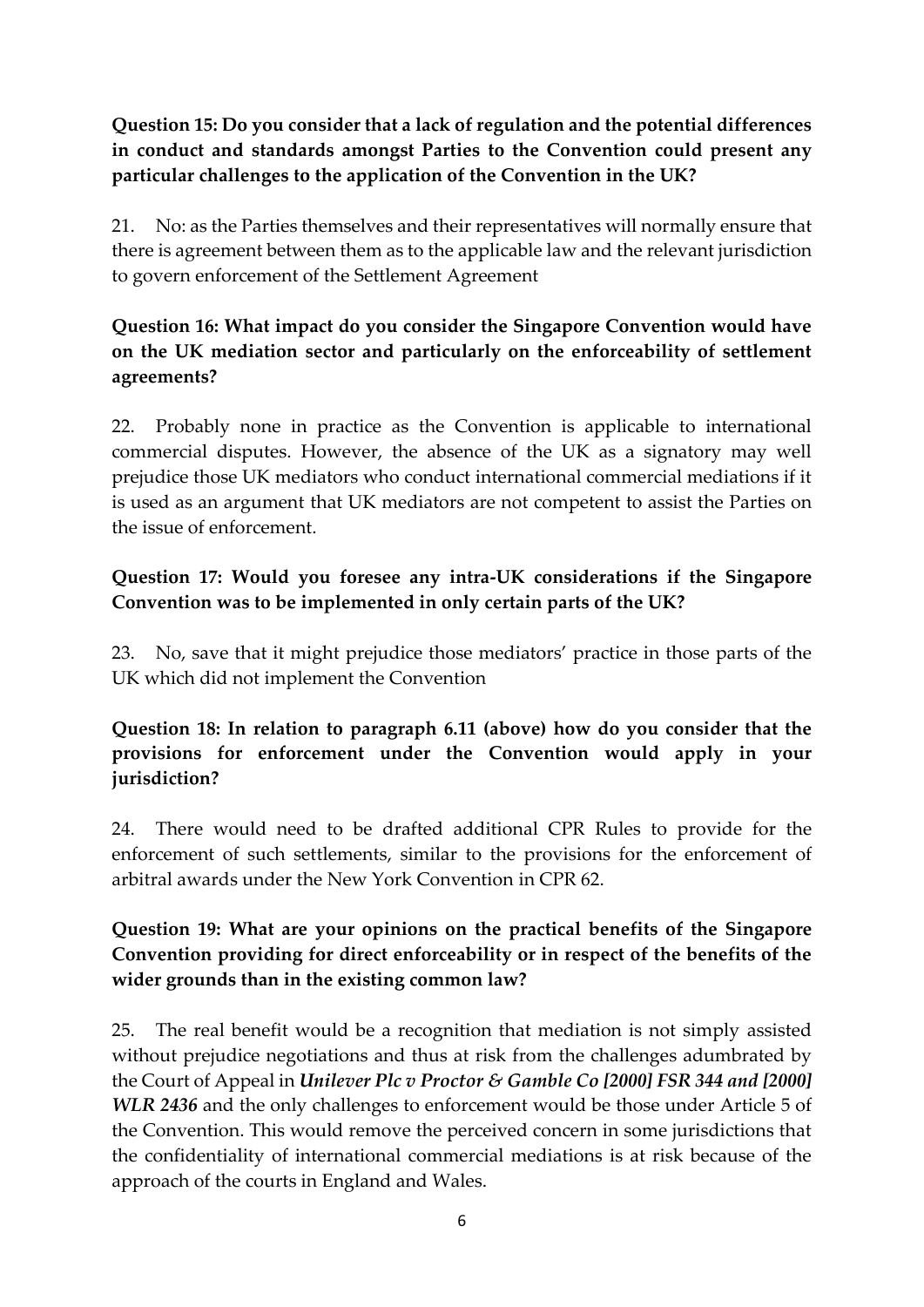**Question 15: Do you consider that a lack of regulation and the potential differences in conduct and standards amongst Parties to the Convention could present any particular challenges to the application of the Convention in the UK?**

21. No: as the Parties themselves and their representatives will normally ensure that there is agreement between them as to the applicable law and the relevant jurisdiction to govern enforcement of the Settlement Agreement

**Question 16: What impact do you consider the Singapore Convention would have on the UK mediation sector and particularly on the enforceability of settlement agreements?**

22. Probably none in practice as the Convention is applicable to international commercial disputes. However, the absence of the UK as a signatory may well prejudice those UK mediators who conduct international commercial mediations if it is used as an argument that UK mediators are not competent to assist the Parties on the issue of enforcement.

**Question 17: Would you foresee any intra-UK considerations if the Singapore Convention was to be implemented in only certain parts of the UK?**

23. No, save that it might prejudice those mediators' practice in those parts of the UK which did not implement the Convention

**Question 18: In relation to paragraph 6.11 (above) how do you consider that the provisions for enforcement under the Convention would apply in your jurisdiction?**

24. There would need to be drafted additional CPR Rules to provide for the enforcement of such settlements, similar to the provisions for the enforcement of arbitral awards under the New York Convention in CPR 62.

**Question 19: What are your opinions on the practical benefits of the Singapore Convention providing for direct enforceability or in respect of the benefits of the wider grounds than in the existing common law?**

25. The real benefit would be a recognition that mediation is not simply assisted without prejudice negotiations and thus at risk from the challenges adumbrated by the Court of Appeal in ***Unilever Plc v Proctor & Gamble Co [2000] FSR 344 and [2000] WLR 2436*** and the only challenges to enforcement would be those under Article 5 of the Convention. This would remove the perceived concern in some jurisdictions that the confidentiality of international commercial mediations is at risk because of the approach of the courts in England and Wales.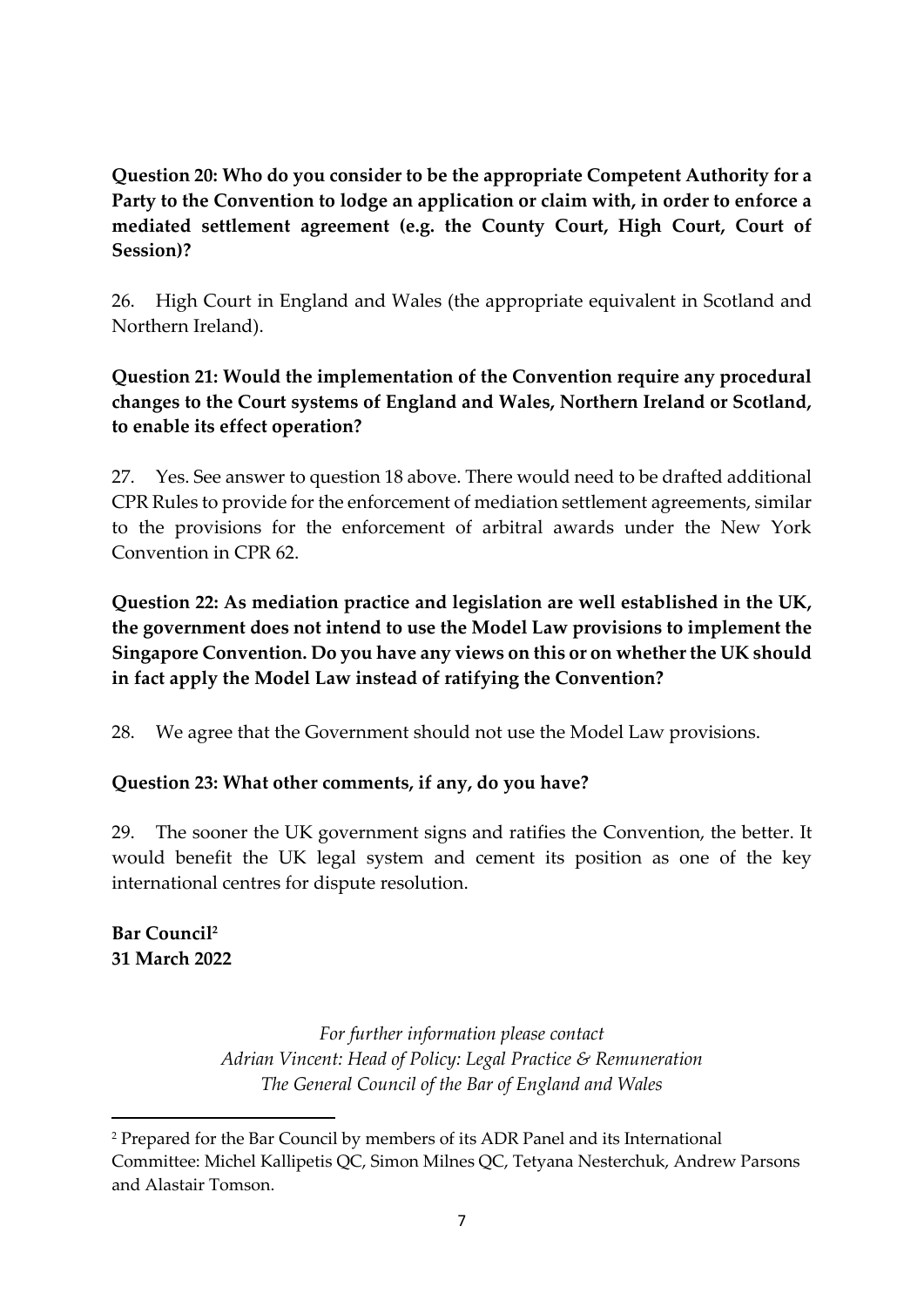**Question 20: Who do you consider to be the appropriate Competent Authority for a Party to the Convention to lodge an application or claim with, in order to enforce a mediated settlement agreement (e.g. the County Court, High Court, Court of Session)?**

26. High Court in England and Wales (the appropriate equivalent in Scotland and Northern Ireland).

**Question 21: Would the implementation of the Convention require any procedural changes to the Court systems of England and Wales, Northern Ireland or Scotland, to enable its effect operation?**

27. Yes. See answer to question 18 above. There would need to be drafted additional CPR Rules to provide for the enforcement of mediation settlement agreements, similar to the provisions for the enforcement of arbitral awards under the New York Convention in CPR 62.

**Question 22: As mediation practice and legislation are well established in the UK, the government does not intend to use the Model Law provisions to implement the Singapore Convention. Do you have any views on this or on whether the UK should in fact apply the Model Law instead of ratifying the Convention?**

28. We agree that the Government should not use the Model Law provisions.

**Question 23: What other comments, if any, do you have?**

29. The sooner the UK government signs and ratifies the Convention, the better. It would benefit the UK legal system and cement its position as one of the key international centres for dispute resolution.

**Bar Council**[2]
**31 March 2022**

*For further information please contact*
*Adrian Vincent: Head of Policy: Legal Practice & Remuneration*
*The General Council of the Bar of England and Wales*

---

[2] Prepared for the Bar Council by members of its ADR Panel and its International Committee: Michel Kallipetis QC, Simon Milnes QC, Tetyana Nesterchuk, Andrew Parsons and Alastair Tomson.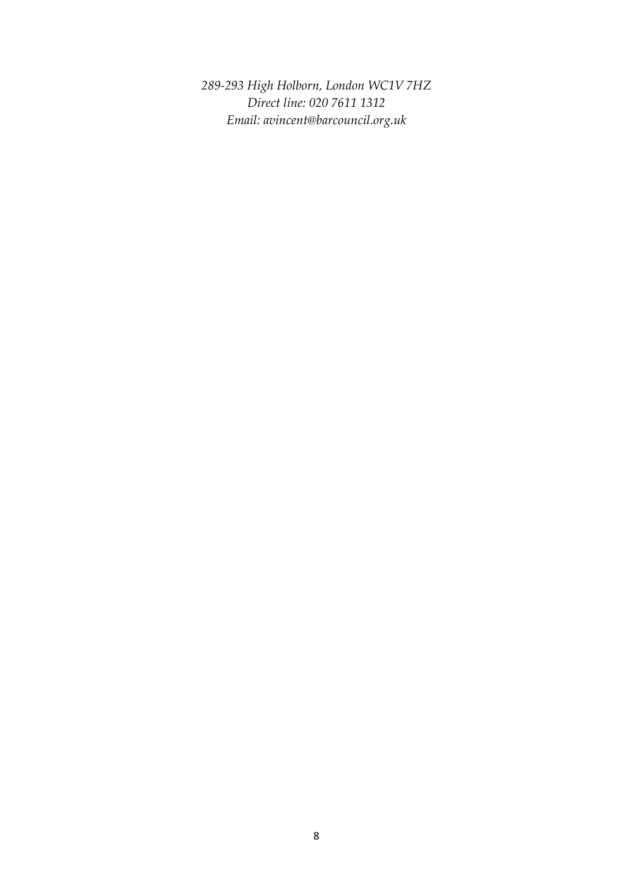*289-293 High Holborn, London WC1V 7HZ*
*Direct line: 020 7611 1312*
*Email: avincent@barcouncil.org.uk*